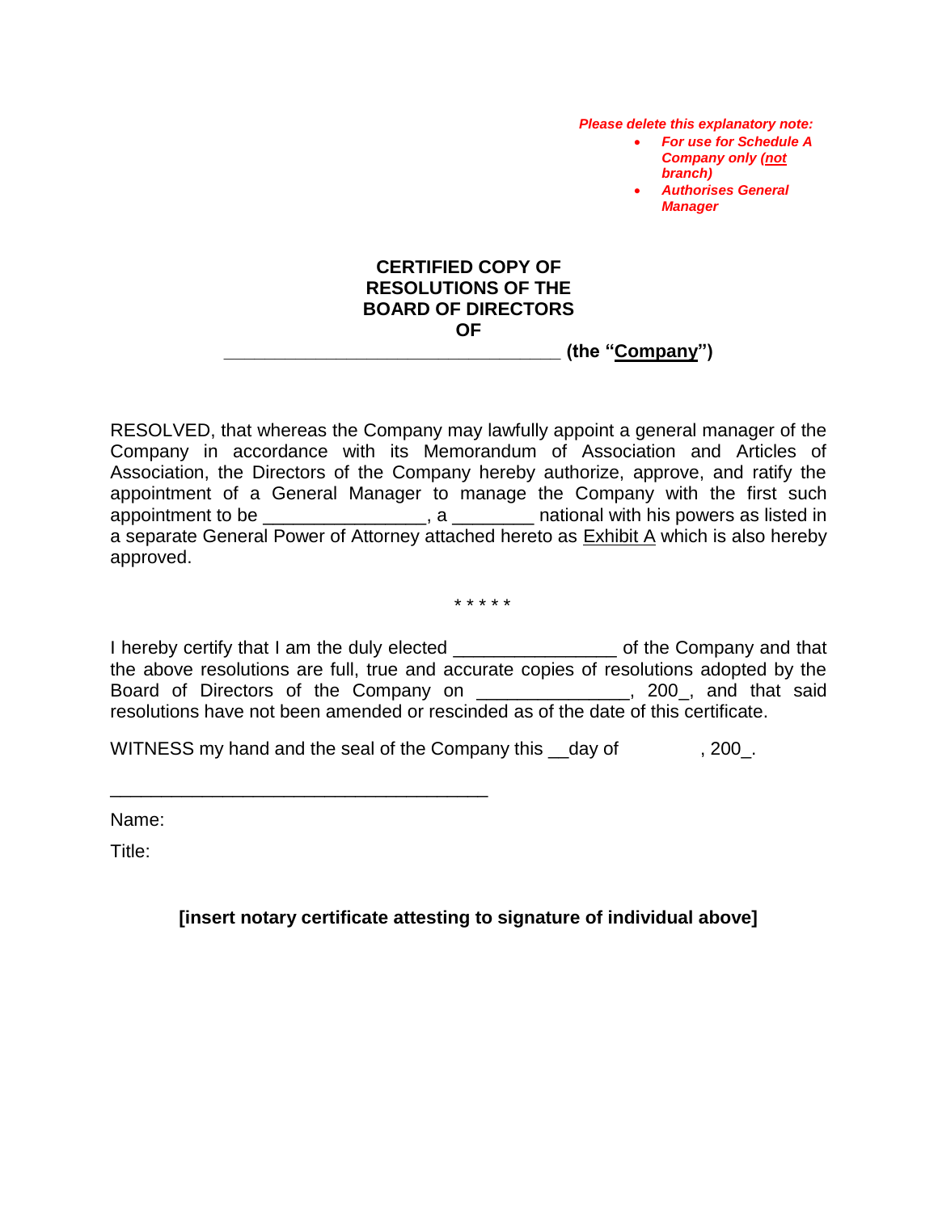***Please delete this explanatory note:***

- ***For use for Schedule A Company only (not branch)***
- ***Authorises General Manager***

**CERTIFIED COPY OF RESOLUTIONS OF THE BOARD OF DIRECTORS OF**

**________________________________ (the "Company")**

RESOLVED, that whereas the Company may lawfully appoint a general manager of the Company in accordance with its Memorandum of Association and Articles of Association, the Directors of the Company hereby authorize, approve, and ratify the appointment of a General Manager to manage the Company with the first such appointment to be _______________, a ________ national with his powers as listed in a separate General Power of Attorney attached hereto as Exhibit A which is also hereby approved.

\* \* \* \* \*

I hereby certify that I am the duly elected _______________ of the Company and that the above resolutions are full, true and accurate copies of resolutions adopted by the Board of Directors of the Company on ______________, 200_, and that said resolutions have not been amended or rescinded as of the date of this certificate.

WITNESS my hand and the seal of the Company this __day of , 200_.

___________________________________

Name:

Title:

**[insert notary certificate attesting to signature of individual above]**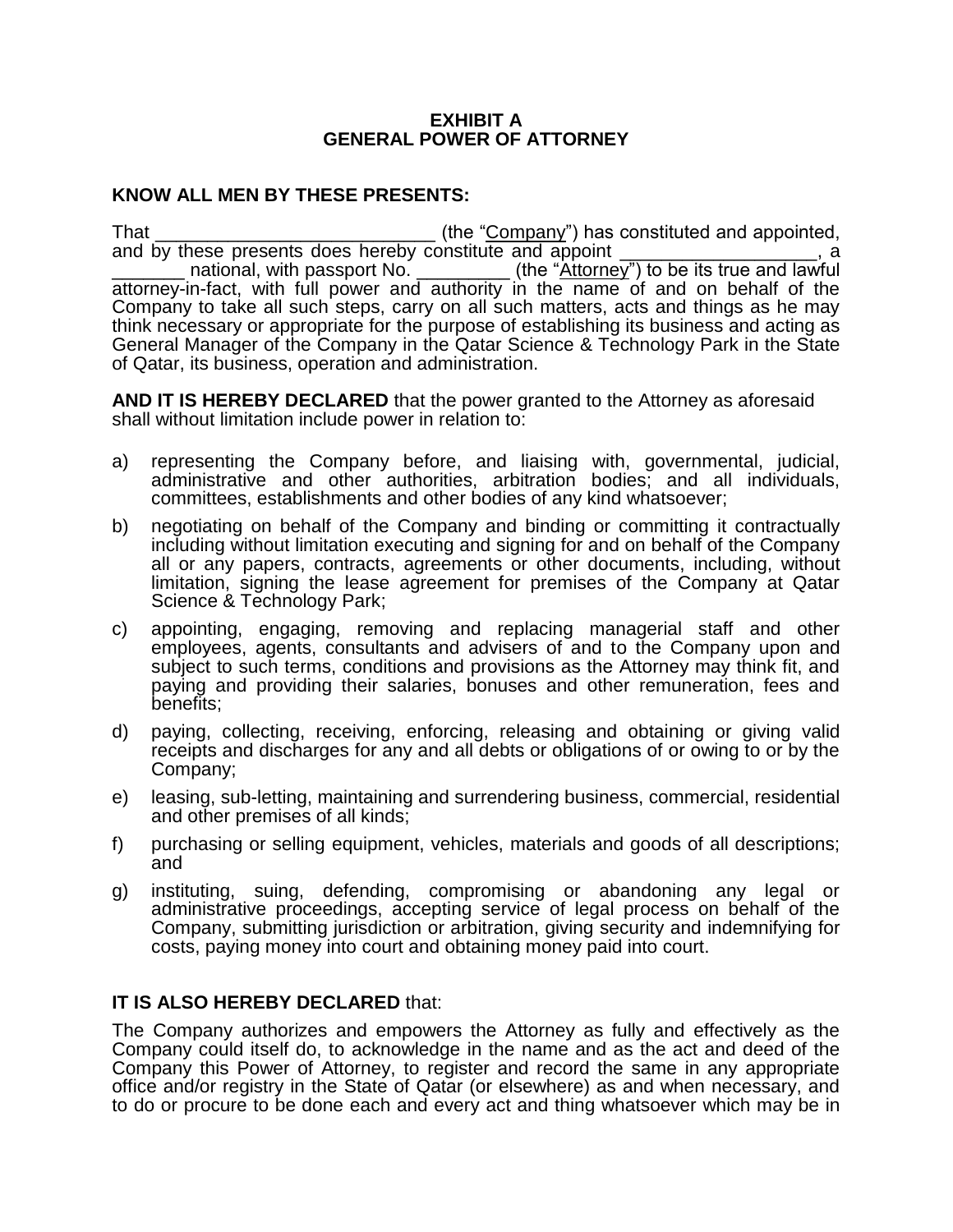**EXHIBIT A**
**GENERAL POWER OF ATTORNEY**

**KNOW ALL MEN BY THESE PRESENTS:**

That ___________________________ (the "Company") has constituted and appointed, and by these presents does hereby constitute and appoint ___________________, a _______ national, with passport No. _________ (the "Attorney") to be its true and lawful attorney-in-fact, with full power and authority in the name of and on behalf of the Company to take all such steps, carry on all such matters, acts and things as he may think necessary or appropriate for the purpose of establishing its business and acting as General Manager of the Company in the Qatar Science & Technology Park in the State of Qatar, its business, operation and administration.

**AND IT IS HEREBY DECLARED** that the power granted to the Attorney as aforesaid shall without limitation include power in relation to:

a) representing the Company before, and liaising with, governmental, judicial, administrative and other authorities, arbitration bodies; and all individuals, committees, establishments and other bodies of any kind whatsoever;

b) negotiating on behalf of the Company and binding or committing it contractually including without limitation executing and signing for and on behalf of the Company all or any papers, contracts, agreements or other documents, including, without limitation, signing the lease agreement for premises of the Company at Qatar Science & Technology Park;

c) appointing, engaging, removing and replacing managerial staff and other employees, agents, consultants and advisers of and to the Company upon and subject to such terms, conditions and provisions as the Attorney may think fit, and paying and providing their salaries, bonuses and other remuneration, fees and benefits;

d) paying, collecting, receiving, enforcing, releasing and obtaining or giving valid receipts and discharges for any and all debts or obligations of or owing to or by the Company;

e) leasing, sub-letting, maintaining and surrendering business, commercial, residential and other premises of all kinds;

f) purchasing or selling equipment, vehicles, materials and goods of all descriptions; and

g) instituting, suing, defending, compromising or abandoning any legal or administrative proceedings, accepting service of legal process on behalf of the Company, submitting jurisdiction or arbitration, giving security and indemnifying for costs, paying money into court and obtaining money paid into court.

**IT IS ALSO HEREBY DECLARED** that:

The Company authorizes and empowers the Attorney as fully and effectively as the Company could itself do, to acknowledge in the name and as the act and deed of the Company this Power of Attorney, to register and record the same in any appropriate office and/or registry in the State of Qatar (or elsewhere) as and when necessary, and to do or procure to be done each and every act and thing whatsoever which may be in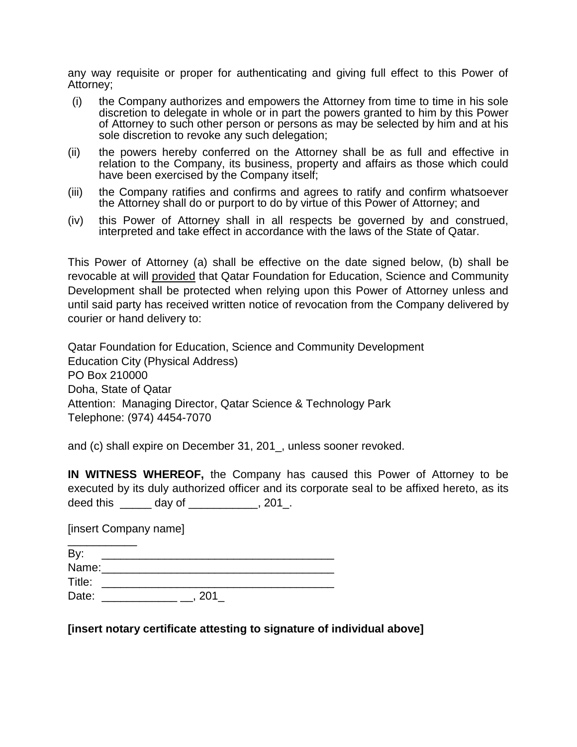any way requisite or proper for authenticating and giving full effect to this Power of Attorney;

(i) the Company authorizes and empowers the Attorney from time to time in his sole discretion to delegate in whole or in part the powers granted to him by this Power of Attorney to such other person or persons as may be selected by him and at his sole discretion to revoke any such delegation;

(ii) the powers hereby conferred on the Attorney shall be as full and effective in relation to the Company, its business, property and affairs as those which could have been exercised by the Company itself;

(iii) the Company ratifies and confirms and agrees to ratify and confirm whatsoever the Attorney shall do or purport to do by virtue of this Power of Attorney; and

(iv) this Power of Attorney shall in all respects be governed by and construed, interpreted and take effect in accordance with the laws of the State of Qatar.

This Power of Attorney (a) shall be effective on the date signed below, (b) shall be revocable at will provided that Qatar Foundation for Education, Science and Community Development shall be protected when relying upon this Power of Attorney unless and until said party has received written notice of revocation from the Company delivered by courier or hand delivery to:

Qatar Foundation for Education, Science and Community Development
Education City (Physical Address)
PO Box 210000
Doha, State of Qatar
Attention: Managing Director, Qatar Science & Technology Park
Telephone: (974) 4454-7070

and (c) shall expire on December 31, 201_, unless sooner revoked.

**IN WITNESS WHEREOF,** the Company has caused this Power of Attorney to be executed by its duly authorized officer and its corporate seal to be affixed hereto, as its deed this _____ day of ___________, 201_.

[insert Company name]
___________

By: ____________________________________
Name:___________________________________
Title: ____________________________________
Date: ____________ __, 201_

**[insert notary certificate attesting to signature of individual above]**